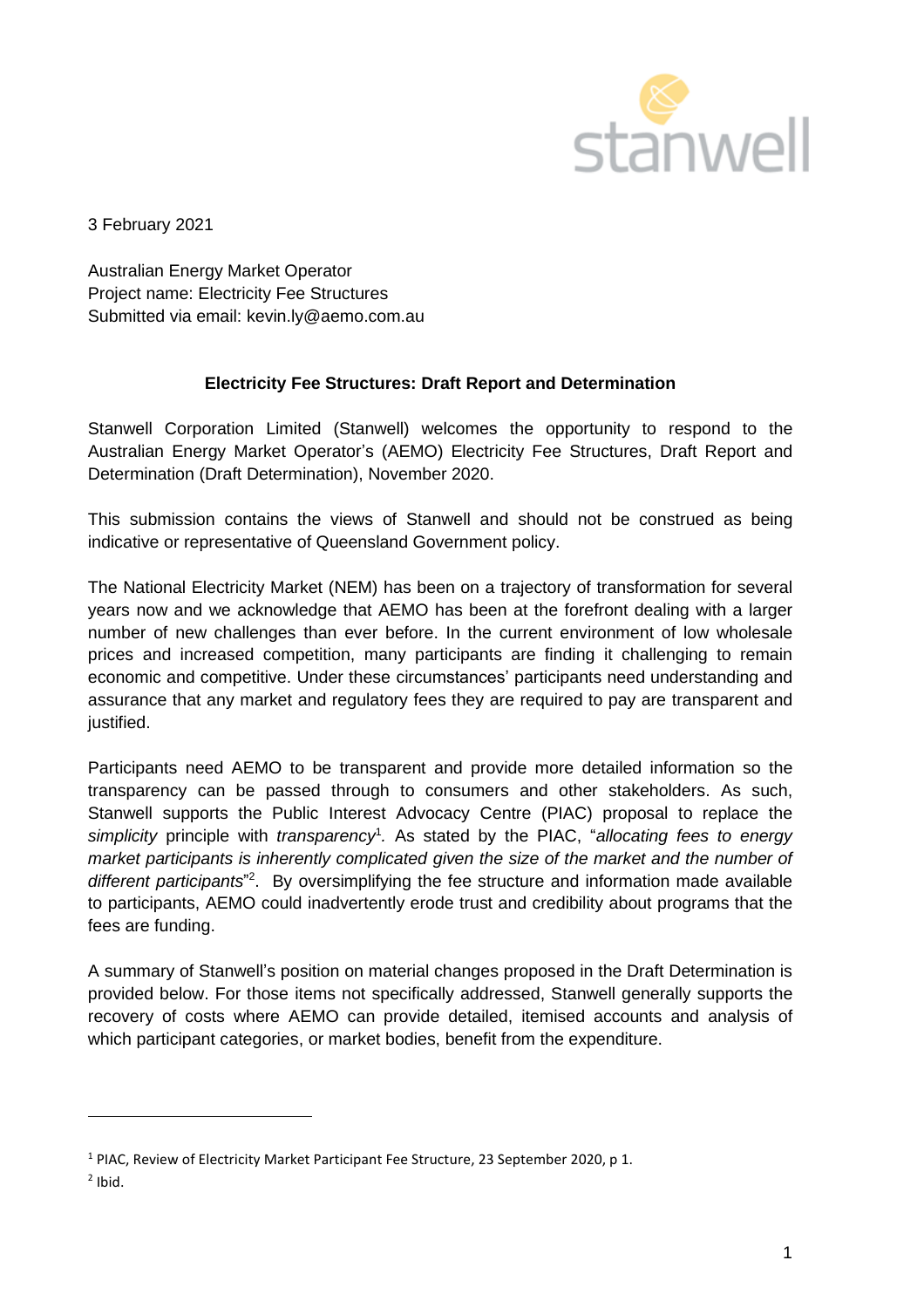3 February 2021

Australian Energy Market Operator
Project name: Electricity Fee Structures
Submitted via email: kevin.ly@aemo.com.au

**Electricity Fee Structures: Draft Report and Determination**

Stanwell Corporation Limited (Stanwell) welcomes the opportunity to respond to the Australian Energy Market Operator's (AEMO) Electricity Fee Structures, Draft Report and Determination (Draft Determination), November 2020.

This submission contains the views of Stanwell and should not be construed as being indicative or representative of Queensland Government policy.

The National Electricity Market (NEM) has been on a trajectory of transformation for several years now and we acknowledge that AEMO has been at the forefront dealing with a larger number of new challenges than ever before. In the current environment of low wholesale prices and increased competition, many participants are finding it challenging to remain economic and competitive. Under these circumstances' participants need understanding and assurance that any market and regulatory fees they are required to pay are transparent and justified.

Participants need AEMO to be transparent and provide more detailed information so the transparency can be passed through to consumers and other stakeholders. As such, Stanwell supports the Public Interest Advocacy Centre (PIAC) proposal to replace the *simplicity* principle with *transparency*[1]. As stated by the PIAC, "*allocating fees to energy market participants is inherently complicated given the size of the market and the number of different participants*"[2]. By oversimplifying the fee structure and information made available to participants, AEMO could inadvertently erode trust and credibility about programs that the fees are funding.

A summary of Stanwell's position on material changes proposed in the Draft Determination is provided below. For those items not specifically addressed, Stanwell generally supports the recovery of costs where AEMO can provide detailed, itemised accounts and analysis of which participant categories, or market bodies, benefit from the expenditure.

---

[1] PIAC, Review of Electricity Market Participant Fee Structure, 23 September 2020, p 1.

[2] Ibid.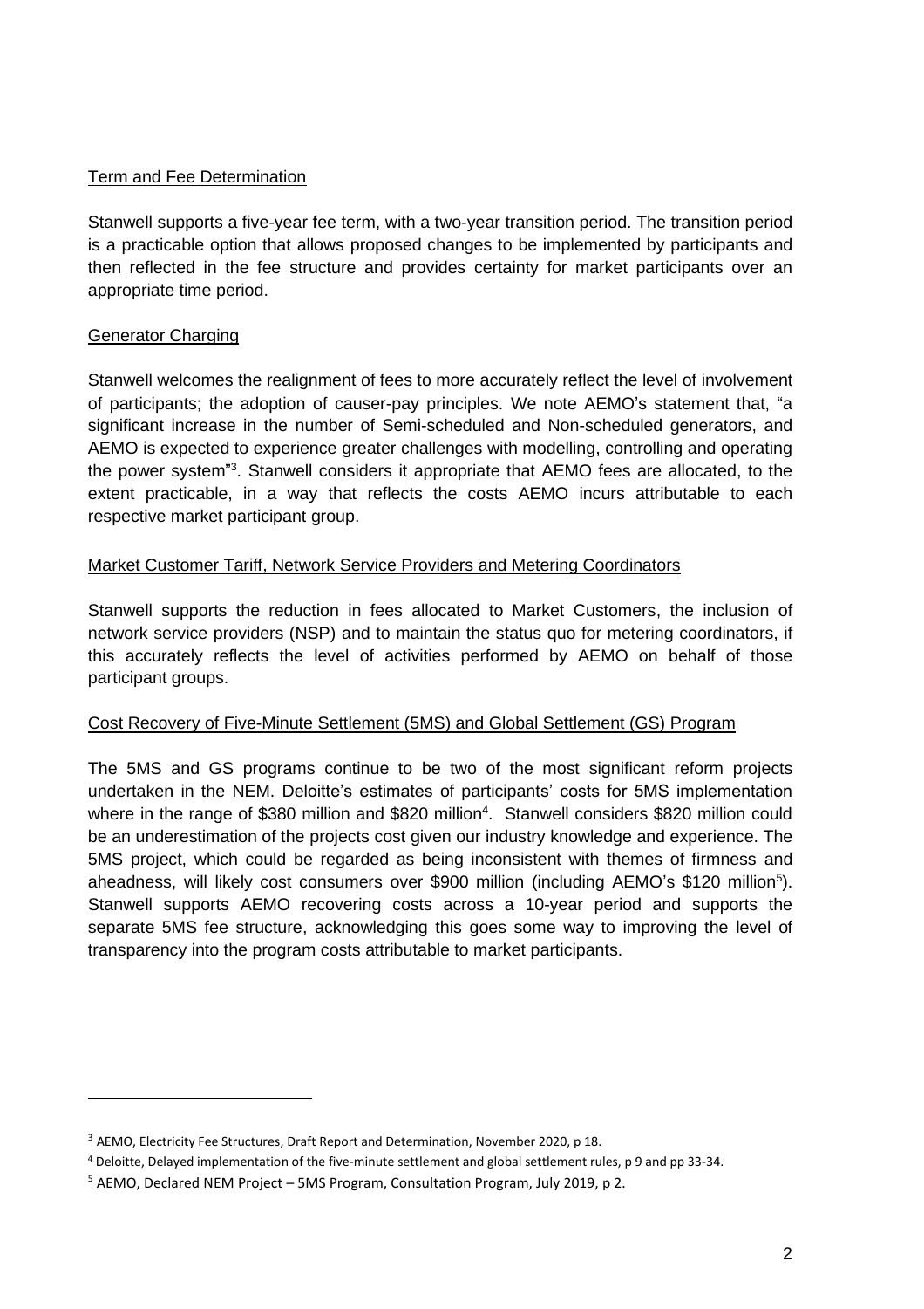Term and Fee Determination

Stanwell supports a five-year fee term, with a two-year transition period. The transition period is a practicable option that allows proposed changes to be implemented by participants and then reflected in the fee structure and provides certainty for market participants over an appropriate time period.

Generator Charging

Stanwell welcomes the realignment of fees to more accurately reflect the level of involvement of participants; the adoption of causer-pay principles. We note AEMO's statement that, "a significant increase in the number of Semi-scheduled and Non-scheduled generators, and AEMO is expected to experience greater challenges with modelling, controlling and operating the power system"[3]. Stanwell considers it appropriate that AEMO fees are allocated, to the extent practicable, in a way that reflects the costs AEMO incurs attributable to each respective market participant group.

Market Customer Tariff, Network Service Providers and Metering Coordinators

Stanwell supports the reduction in fees allocated to Market Customers, the inclusion of network service providers (NSP) and to maintain the status quo for metering coordinators, if this accurately reflects the level of activities performed by AEMO on behalf of those participant groups.

Cost Recovery of Five-Minute Settlement (5MS) and Global Settlement (GS) Program

The 5MS and GS programs continue to be two of the most significant reform projects undertaken in the NEM. Deloitte's estimates of participants' costs for 5MS implementation where in the range of $380 million and $820 million[4]. Stanwell considers $820 million could be an underestimation of the projects cost given our industry knowledge and experience. The 5MS project, which could be regarded as being inconsistent with themes of firmness and aheadness, will likely cost consumers over $900 million (including AEMO's $120 million[5]). Stanwell supports AEMO recovering costs across a 10-year period and supports the separate 5MS fee structure, acknowledging this goes some way to improving the level of transparency into the program costs attributable to market participants.

---

[3] AEMO, Electricity Fee Structures, Draft Report and Determination, November 2020, p 18.

[4] Deloitte, Delayed implementation of the five-minute settlement and global settlement rules, p 9 and pp 33-34.

[5] AEMO, Declared NEM Project – 5MS Program, Consultation Program, July 2019, p 2.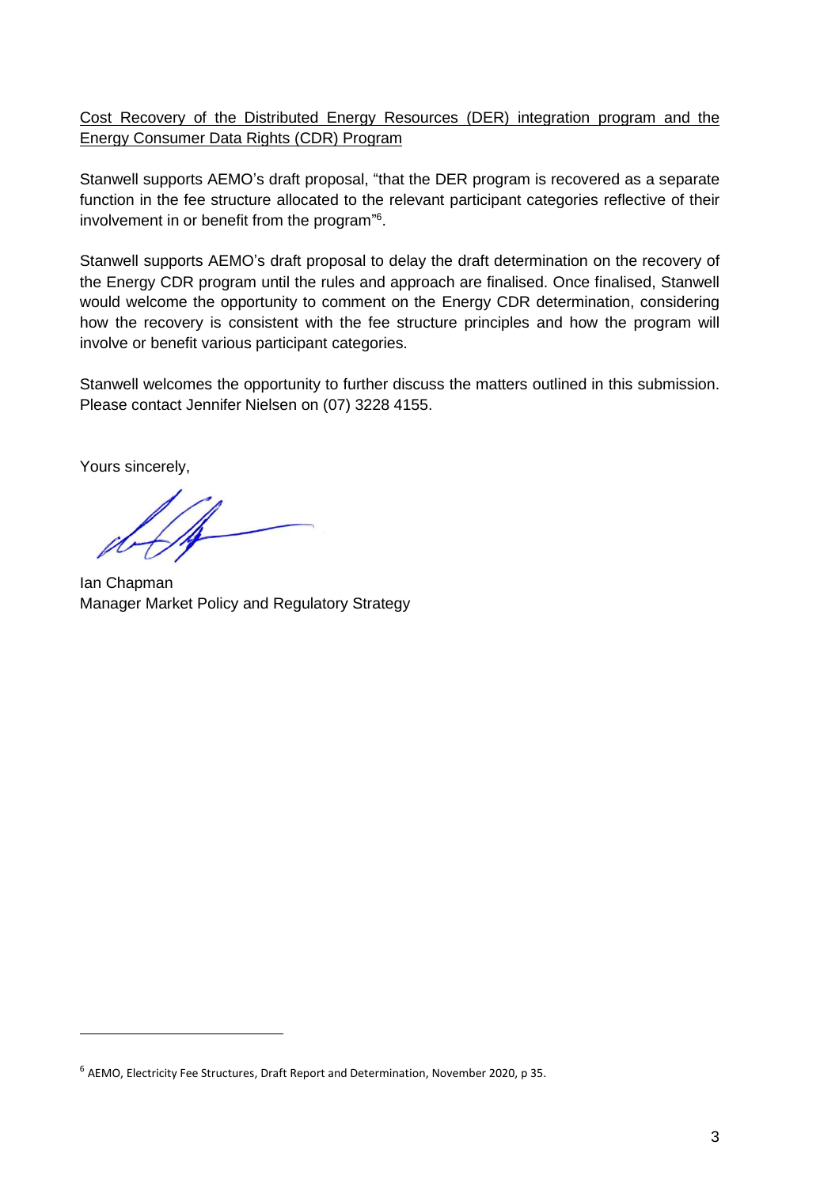Cost Recovery of the Distributed Energy Resources (DER) integration program and the Energy Consumer Data Rights (CDR) Program

Stanwell supports AEMO's draft proposal, "that the DER program is recovered as a separate function in the fee structure allocated to the relevant participant categories reflective of their involvement in or benefit from the program"[6].

Stanwell supports AEMO's draft proposal to delay the draft determination on the recovery of the Energy CDR program until the rules and approach are finalised. Once finalised, Stanwell would welcome the opportunity to comment on the Energy CDR determination, considering how the recovery is consistent with the fee structure principles and how the program will involve or benefit various participant categories.

Stanwell welcomes the opportunity to further discuss the matters outlined in this submission. Please contact Jennifer Nielsen on (07) 3228 4155.

Yours sincerely,

Ian Chapman
Manager Market Policy and Regulatory Strategy

[6] AEMO, Electricity Fee Structures, Draft Report and Determination, November 2020, p 35.